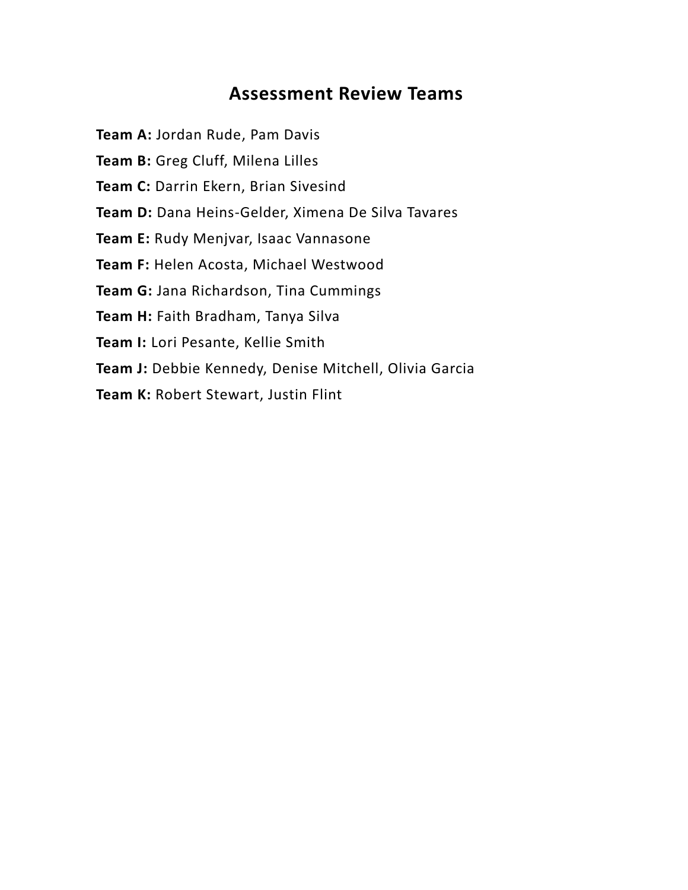# Assessment Review Teams

**Team A:** Jordan Rude, Pam Davis

**Team B:** Greg Cluff, Milena Lilles

**Team C:** Darrin Ekern, Brian Sivesind

**Team D:** Dana Heins-Gelder, Ximena De Silva Tavares

**Team E:** Rudy Menjvar, Isaac Vannasone

**Team F:** Helen Acosta, Michael Westwood

**Team G:** Jana Richardson, Tina Cummings

**Team H:** Faith Bradham, Tanya Silva

**Team I:** Lori Pesante, Kellie Smith

**Team J:** Debbie Kennedy, Denise Mitchell, Olivia Garcia

**Team K:** Robert Stewart, Justin Flint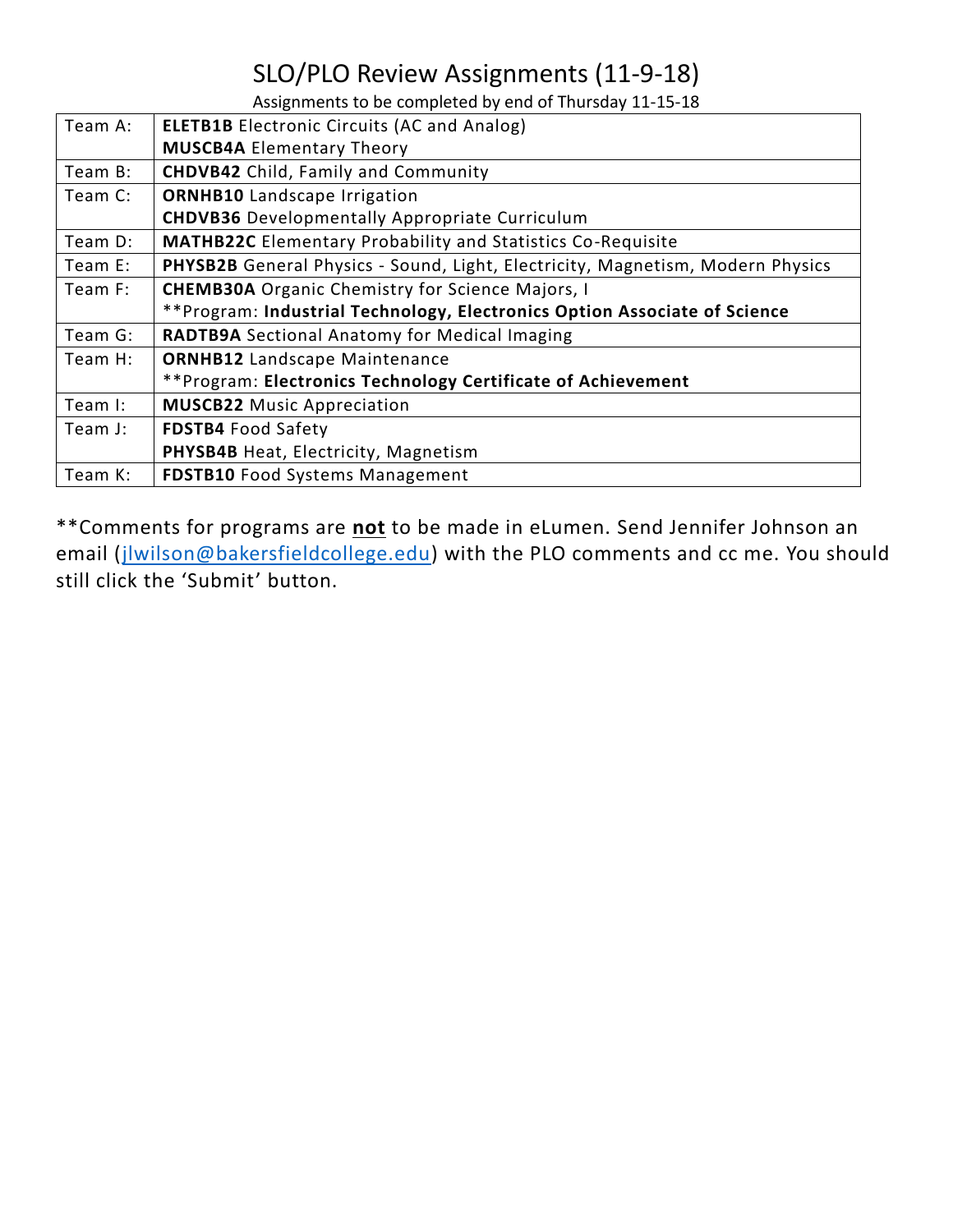# SLO/PLO Review Assignments (11-9-18)

Assignments to be completed by end of Thursday 11-15-18

| | |
|---|---|
| Team A: | **ELETB1B** Electronic Circuits (AC and Analog)<br>**MUSCB4A** Elementary Theory |
| Team B: | **CHDVB42** Child, Family and Community |
| Team C: | **ORNHB10** Landscape Irrigation<br>**CHDVB36** Developmentally Appropriate Curriculum |
| Team D: | **MATHB22C** Elementary Probability and Statistics Co-Requisite |
| Team E: | **PHYSB2B** General Physics - Sound, Light, Electricity, Magnetism, Modern Physics |
| Team F: | **CHEMB30A** Organic Chemistry for Science Majors, I<br>**Program: **Industrial Technology, Electronics Option Associate of Science** |
| Team G: | **RADTB9A** Sectional Anatomy for Medical Imaging |
| Team H: | **ORNHB12** Landscape Maintenance<br>**Program: **Electronics Technology Certificate of Achievement** |
| Team I: | **MUSCB22** Music Appreciation |
| Team J: | **FDSTB4** Food Safety<br>**PHYSB4B** Heat, Electricity, Magnetism |
| Team K: | **FDSTB10** Food Systems Management |

**Comments for programs are **not** to be made in eLumen. Send Jennifer Johnson an email ([jlwilson@bakersfieldcollege.edu](mailto:jlwilson@bakersfieldcollege.edu)) with the PLO comments and cc me. You should still click the 'Submit' button.